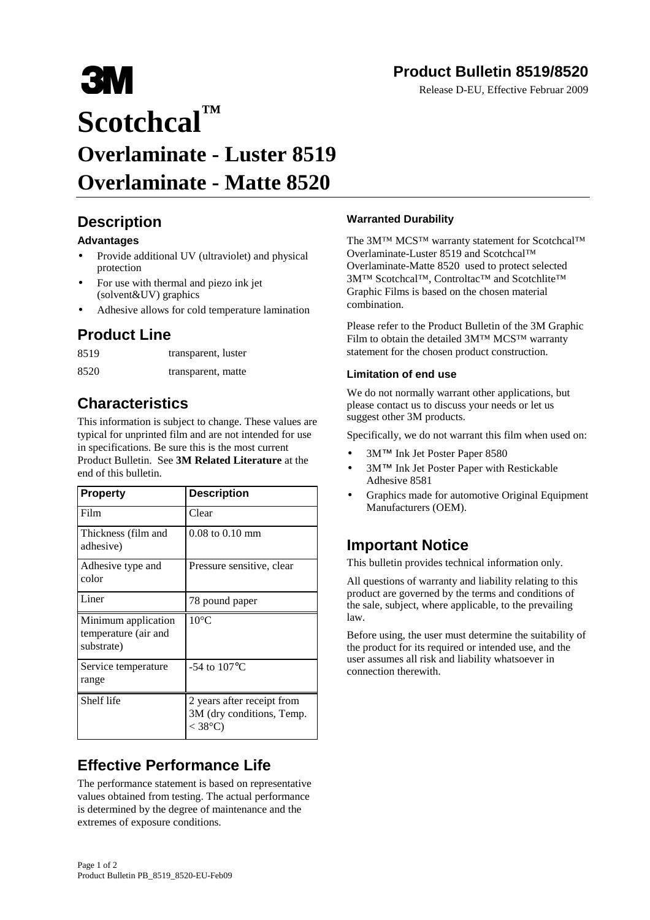**3M**

## Product Bulletin 8519/8520

Release D-EU, Effective Februar 2009

# Scotchcal™

# Overlaminate - Luster 8519

# Overlaminate - Matte 8520

## Description

### Advantages

- Provide additional UV (ultraviolet) and physical protection
- For use with thermal and piezo ink jet (solvent&UV) graphics
- Adhesive allows for cold temperature lamination

## Product Line

| | |
|---|---|
| 8519 | transparent, luster |
| 8520 | transparent, matte |

## Characteristics

This information is subject to change. These values are typical for unprinted film and are not intended for use in specifications. Be sure this is the most current Product Bulletin. See **3M Related Literature** at the end of this bulletin.

| Property | Description |
|---|---|
| Film | Clear |
| Thickness (film and adhesive) | 0.08 to 0.10 mm |
| Adhesive type and color | Pressure sensitive, clear |
| Liner | 78 pound paper |
| Minimum application temperature (air and substrate) | 10°C |
| Service temperature range | -54 to 107°C |
| Shelf life | 2 years after receipt from 3M (dry conditions, Temp. < 38°C) |

## Effective Performance Life

The performance statement is based on representative values obtained from testing. The actual performance is determined by the degree of maintenance and the extremes of exposure conditions.

### Warranted Durability

The 3M™ MCS™ warranty statement for Scotchcal™ Overlaminate-Luster 8519 and Scotchcal™ Overlaminate-Matte 8520 used to protect selected 3M™ Scotchcal™, Controltac™ and Scotchlite™ Graphic Films is based on the chosen material combination.

Please refer to the Product Bulletin of the 3M Graphic Film to obtain the detailed 3M™ MCS™ warranty statement for the chosen product construction.

### Limitation of end use

We do not normally warrant other applications, but please contact us to discuss your needs or let us suggest other 3M products.

Specifically, we do not warrant this film when used on:

- 3M™ Ink Jet Poster Paper 8580
- 3M™ Ink Jet Poster Paper with Restickable Adhesive 8581
- Graphics made for automotive Original Equipment Manufacturers (OEM).

## Important Notice

This bulletin provides technical information only.

All questions of warranty and liability relating to this product are governed by the terms and conditions of the sale, subject, where applicable, to the prevailing law.

Before using, the user must determine the suitability of the product for its required or intended use, and the user assumes all risk and liability whatsoever in connection therewith.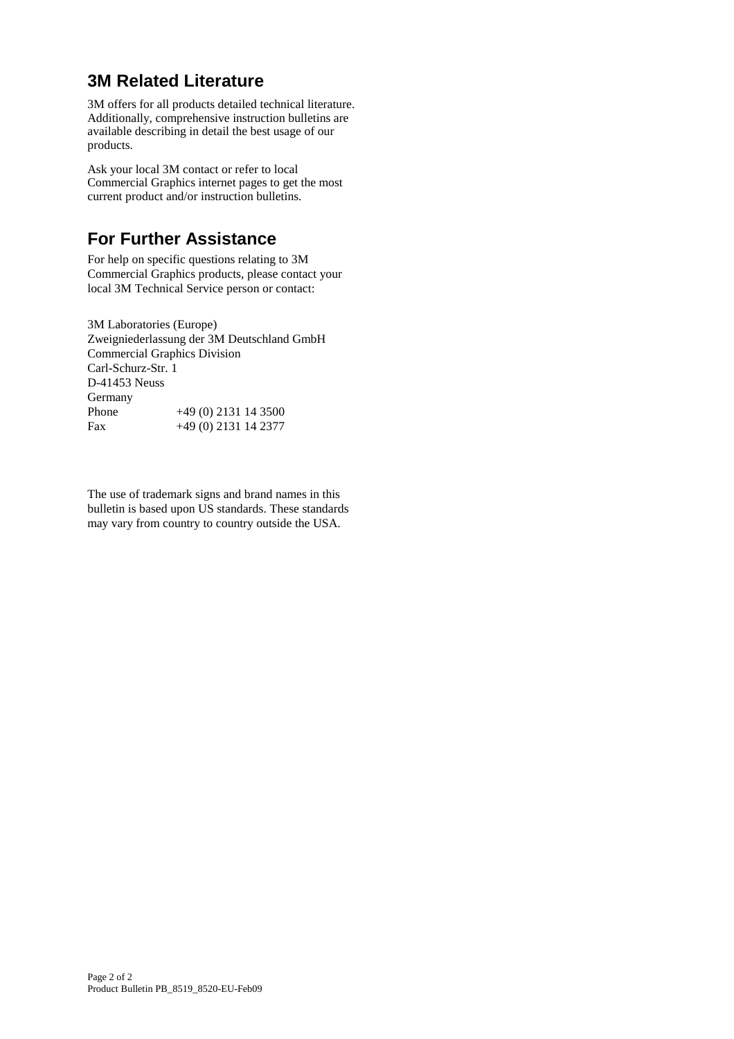## 3M Related Literature

3M offers for all products detailed technical literature. Additionally, comprehensive instruction bulletins are available describing in detail the best usage of our products.

Ask your local 3M contact or refer to local Commercial Graphics internet pages to get the most current product and/or instruction bulletins.

## For Further Assistance

For help on specific questions relating to 3M Commercial Graphics products, please contact your local 3M Technical Service person or contact:

3M Laboratories (Europe)
Zweigniederlassung der 3M Deutschland GmbH
Commercial Graphics Division
Carl-Schurz-Str. 1
D-41453 Neuss
Germany

| | |
|---|---|
| Phone | +49 (0) 2131 14 3500 |
| Fax | +49 (0) 2131 14 2377 |

The use of trademark signs and brand names in this bulletin is based upon US standards. These standards may vary from country to country outside the USA.

Product Bulletin PB_8519_8520-EU-Feb09